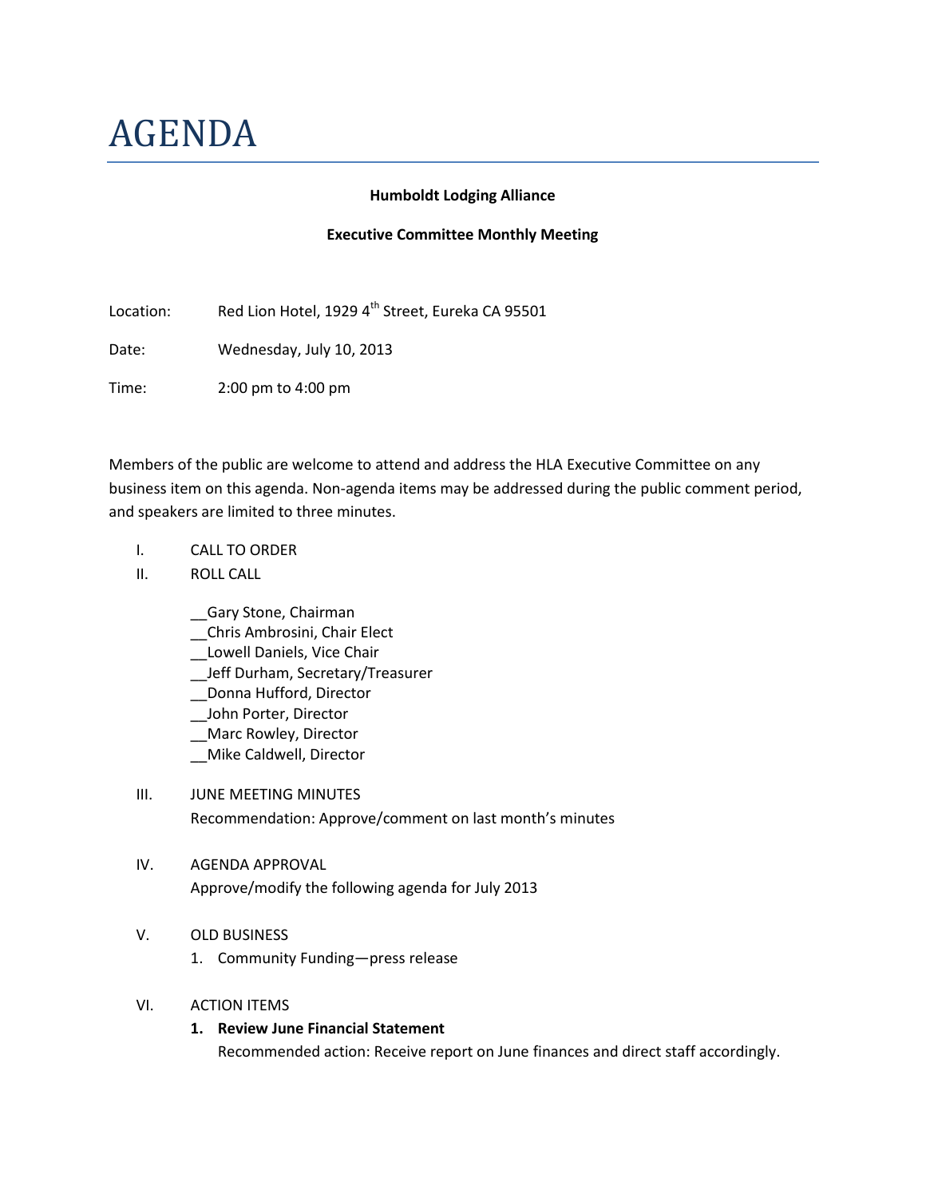# AGENDA

**Humboldt Lodging Alliance**

**Executive Committee Monthly Meeting**

Location: Red Lion Hotel, 1929 4th Street, Eureka CA 95501

Date: Wednesday, July 10, 2013

Time: 2:00 pm to 4:00 pm

Members of the public are welcome to attend and address the HLA Executive Committee on any business item on this agenda. Non-agenda items may be addressed during the public comment period, and speakers are limited to three minutes.

I. CALL TO ORDER

II. ROLL CALL

__Gary Stone, Chairman
__Chris Ambrosini, Chair Elect
__Lowell Daniels, Vice Chair
__Jeff Durham, Secretary/Treasurer
__Donna Hufford, Director
__John Porter, Director
__Marc Rowley, Director
__Mike Caldwell, Director

III. JUNE MEETING MINUTES
Recommendation: Approve/comment on last month's minutes

IV. AGENDA APPROVAL
Approve/modify the following agenda for July 2013

V. OLD BUSINESS
1. Community Funding—press release

VI. ACTION ITEMS
1. **Review June Financial Statement**
Recommended action: Receive report on June finances and direct staff accordingly.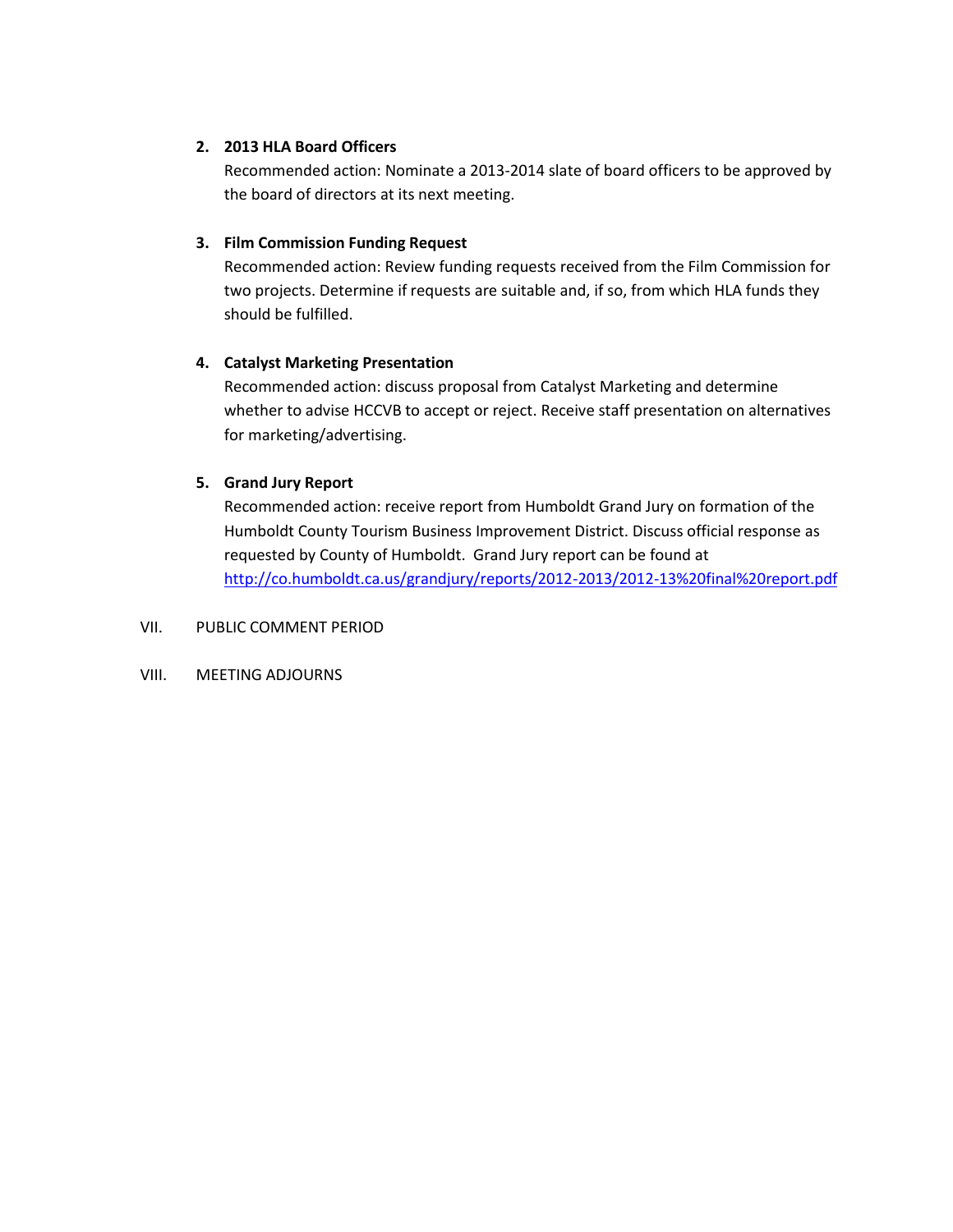2. **2013 HLA Board Officers**
   Recommended action: Nominate a 2013-2014 slate of board officers to be approved by the board of directors at its next meeting.

3. **Film Commission Funding Request**
   Recommended action: Review funding requests received from the Film Commission for two projects. Determine if requests are suitable and, if so, from which HLA funds they should be fulfilled.

4. **Catalyst Marketing Presentation**
   Recommended action: discuss proposal from Catalyst Marketing and determine whether to advise HCCVB to accept or reject. Receive staff presentation on alternatives for marketing/advertising.

5. **Grand Jury Report**
   Recommended action: receive report from Humboldt Grand Jury on formation of the Humboldt County Tourism Business Improvement District. Discuss official response as requested by County of Humboldt. Grand Jury report can be found at [http://co.humboldt.ca.us/grandjury/reports/2012-2013/2012-13%20final%20report.pdf](http://co.humboldt.ca.us/grandjury/reports/2012-2013/2012-13%20final%20report.pdf)

VII. PUBLIC COMMENT PERIOD

VIII. MEETING ADJOURNS